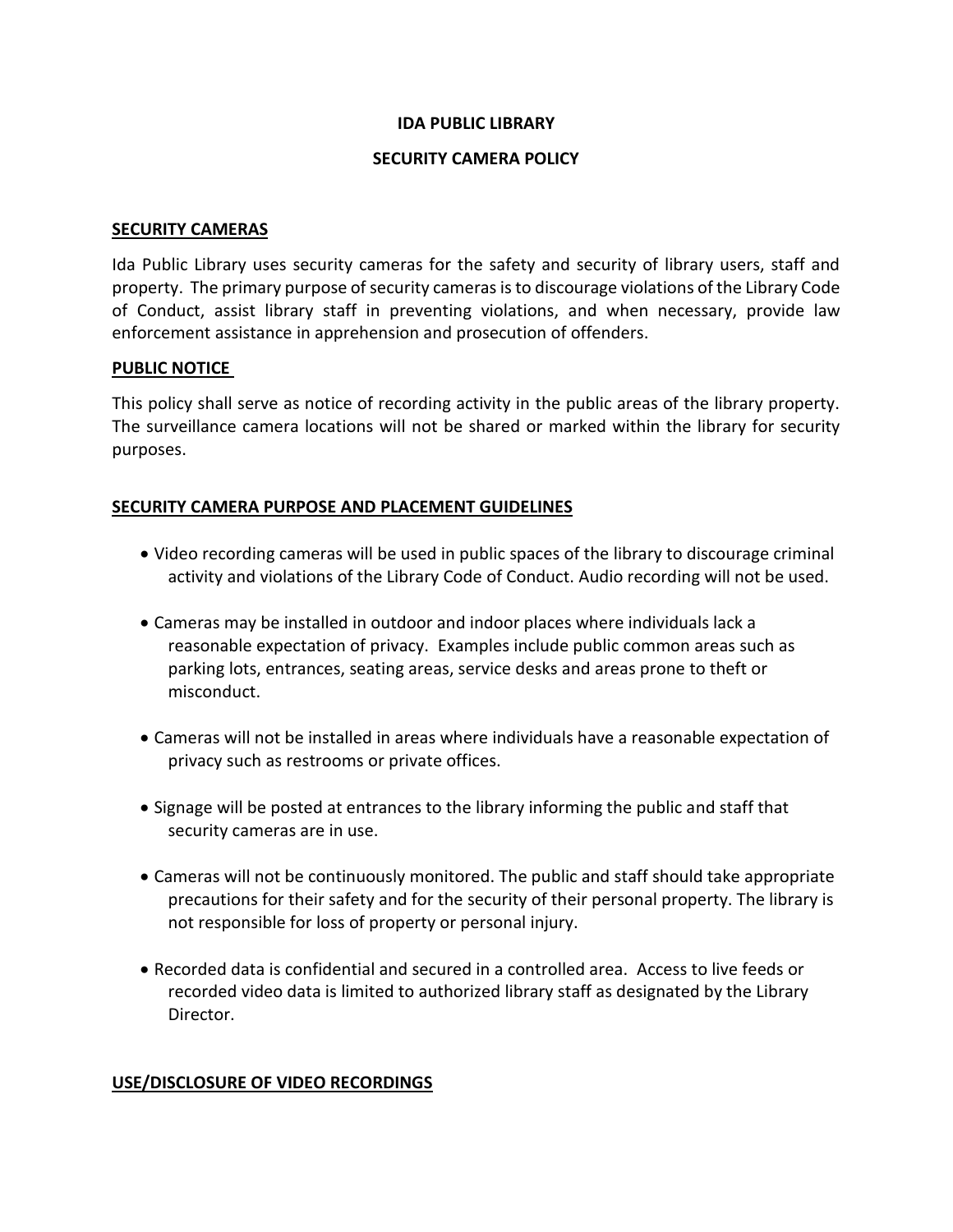# IDA PUBLIC LIBRARY

## SECURITY CAMERA POLICY

### SECURITY CAMERAS

Ida Public Library uses security cameras for the safety and security of library users, staff and property. The primary purpose of security cameras is to discourage violations of the Library Code of Conduct, assist library staff in preventing violations, and when necessary, provide law enforcement assistance in apprehension and prosecution of offenders.

### PUBLIC NOTICE

This policy shall serve as notice of recording activity in the public areas of the library property. The surveillance camera locations will not be shared or marked within the library for security purposes.

### SECURITY CAMERA PURPOSE AND PLACEMENT GUIDELINES

- Video recording cameras will be used in public spaces of the library to discourage criminal activity and violations of the Library Code of Conduct. Audio recording will not be used.
- Cameras may be installed in outdoor and indoor places where individuals lack a reasonable expectation of privacy. Examples include public common areas such as parking lots, entrances, seating areas, service desks and areas prone to theft or misconduct.
- Cameras will not be installed in areas where individuals have a reasonable expectation of privacy such as restrooms or private offices.
- Signage will be posted at entrances to the library informing the public and staff that security cameras are in use.
- Cameras will not be continuously monitored. The public and staff should take appropriate precautions for their safety and for the security of their personal property. The library is not responsible for loss of property or personal injury.
- Recorded data is confidential and secured in a controlled area. Access to live feeds or recorded video data is limited to authorized library staff as designated by the Library Director.

### USE/DISCLOSURE OF VIDEO RECORDINGS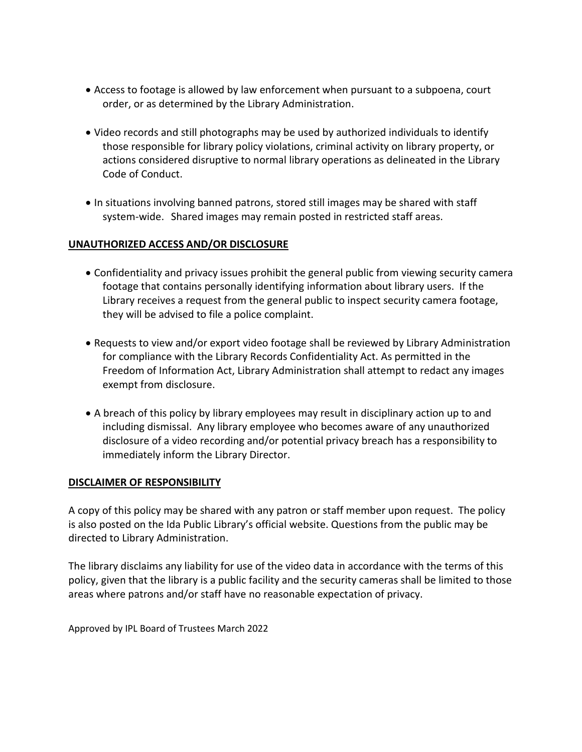- Access to footage is allowed by law enforcement when pursuant to a subpoena, court order, or as determined by the Library Administration.

- Video records and still photographs may be used by authorized individuals to identify those responsible for library policy violations, criminal activity on library property, or actions considered disruptive to normal library operations as delineated in the Library Code of Conduct.

- In situations involving banned patrons, stored still images may be shared with staff system-wide. Shared images may remain posted in restricted staff areas.

**UNAUTHORIZED ACCESS AND/OR DISCLOSURE**

- Confidentiality and privacy issues prohibit the general public from viewing security camera footage that contains personally identifying information about library users. If the Library receives a request from the general public to inspect security camera footage, they will be advised to file a police complaint.

- Requests to view and/or export video footage shall be reviewed by Library Administration for compliance with the Library Records Confidentiality Act. As permitted in the Freedom of Information Act, Library Administration shall attempt to redact any images exempt from disclosure.

- A breach of this policy by library employees may result in disciplinary action up to and including dismissal. Any library employee who becomes aware of any unauthorized disclosure of a video recording and/or potential privacy breach has a responsibility to immediately inform the Library Director.

**DISCLAIMER OF RESPONSIBILITY**

A copy of this policy may be shared with any patron or staff member upon request. The policy is also posted on the Ida Public Library's official website. Questions from the public may be directed to Library Administration.

The library disclaims any liability for use of the video data in accordance with the terms of this policy, given that the library is a public facility and the security cameras shall be limited to those areas where patrons and/or staff have no reasonable expectation of privacy.

Approved by IPL Board of Trustees March 2022